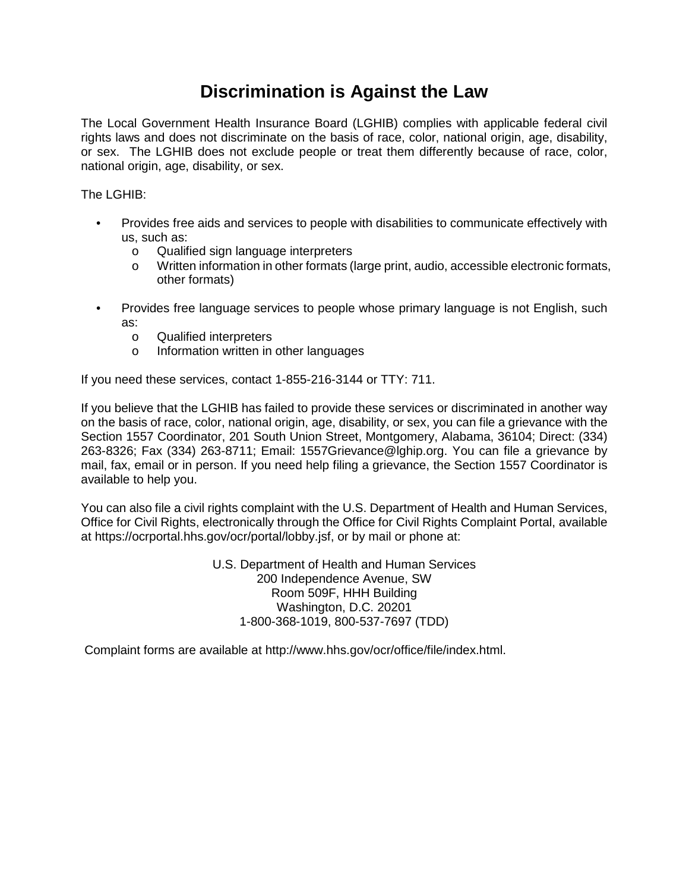# Discrimination is Against the Law

The Local Government Health Insurance Board (LGHIB) complies with applicable federal civil rights laws and does not discriminate on the basis of race, color, national origin, age, disability, or sex. The LGHIB does not exclude people or treat them differently because of race, color, national origin, age, disability, or sex.

The LGHIB:

- Provides free aids and services to people with disabilities to communicate effectively with us, such as:
  - Qualified sign language interpreters
  - Written information in other formats (large print, audio, accessible electronic formats, other formats)
- Provides free language services to people whose primary language is not English, such as:
  - Qualified interpreters
  - Information written in other languages

If you need these services, contact 1-855-216-3144 or TTY: 711.

If you believe that the LGHIB has failed to provide these services or discriminated in another way on the basis of race, color, national origin, age, disability, or sex, you can file a grievance with the Section 1557 Coordinator, 201 South Union Street, Montgomery, Alabama, 36104; Direct: (334) 263-8326; Fax (334) 263-8711; Email: 1557Grievance@lghip.org. You can file a grievance by mail, fax, email or in person. If you need help filing a grievance, the Section 1557 Coordinator is available to help you.

You can also file a civil rights complaint with the U.S. Department of Health and Human Services, Office for Civil Rights, electronically through the Office for Civil Rights Complaint Portal, available at https://ocrportal.hhs.gov/ocr/portal/lobby.jsf, or by mail or phone at:

U.S. Department of Health and Human Services  
200 Independence Avenue, SW  
Room 509F, HHH Building  
Washington, D.C. 20201  
1-800-368-1019, 800-537-7697 (TDD)

Complaint forms are available at http://www.hhs.gov/ocr/office/file/index.html.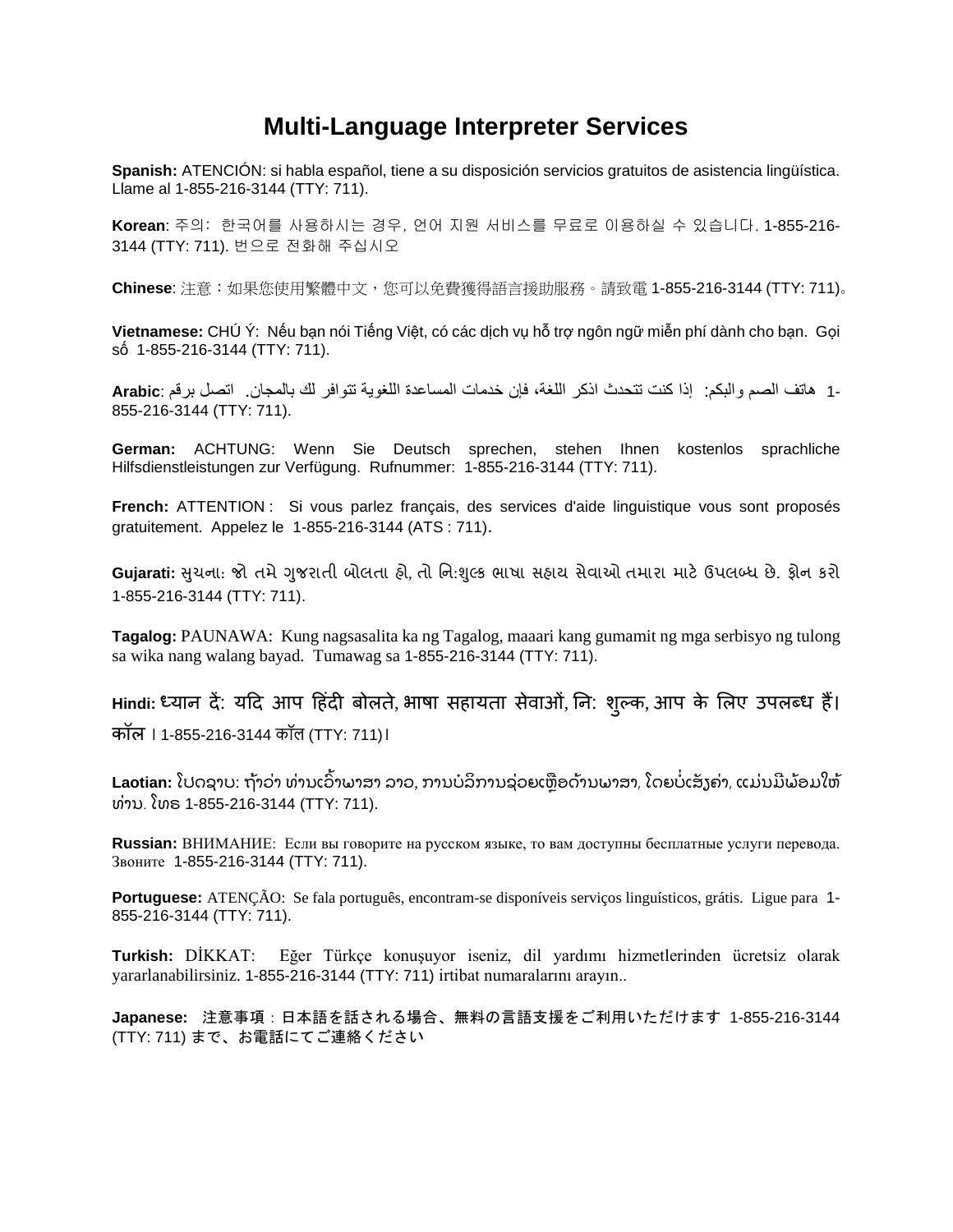# Multi-Language Interpreter Services

**Spanish:** ATENCIÓN: si habla español, tiene a su disposición servicios gratuitos de asistencia lingüística. Llame al 1-855-216-3144 (TTY: 711).

**Korean**: 주의: 한국어를 사용하시는 경우, 언어 지원 서비스를 무료로 이용하실 수 있습니다. 1-855-216-3144 (TTY: 711). 번으로 전화해 주십시오

**Chinese**: 注意：如果您使用繁體中文，您可以免費獲得語言援助服務。請致電 1-855-216-3144 (TTY: 711)。

**Vietnamese:** CHÚ Ý: Nếu bạn nói Tiếng Việt, có các dịch vụ hỗ trợ ngôn ngữ miễn phí dành cho bạn. Gọi số 1-855-216-3144 (TTY: 711).

**Arabic**: إذا كنت تتحدث اذكر اللغة، فإن خدمات المساعدة اللغوية تتوافر لك بالمجان. اتصل برقم 1-855-216-3144 (TTY: 711). هاتف الصم والبكم:

**German:** ACHTUNG: Wenn Sie Deutsch sprechen, stehen Ihnen kostenlos sprachliche Hilfsdienstleistungen zur Verfügung. Rufnummer: 1-855-216-3144 (TTY: 711).

**French:** ATTENTION : Si vous parlez français, des services d'aide linguistique vous sont proposés gratuitement. Appelez le 1-855-216-3144 (ATS : 711).

**Gujarati:** સુચના: જો તમે ગુજરાતી બોલતા હો, તો નિ:શુલ્ક ભાષા સહાય સેવાઓ તમારા માટે ઉપલબ્ધ છે. ફોન કરો 1-855-216-3144 (TTY: 711).

**Tagalog:** PAUNAWA: Kung nagsasalita ka ng Tagalog, maaari kang gumamit ng mga serbisyo ng tulong sa wika nang walang bayad. Tumawag sa 1-855-216-3144 (TTY: 711).

**Hindi:** ध्यान दें: यदि आप हिंदी बोलते, भाषा सहायता सेवाओं, नि: शुल्क, आप के लिए उपलब्ध हैं। कॉल । 1-855-216-3144 कॉल (TTY: 711)।

**Laotian:** ໂປດຊາບ: ຖ້າວ່າ ທ່ານເວົ້າພາສາ ລາວ, ການບໍລິການຊ່ວຍເຫຼືອດ້ານພາສາ, ໂດຍບໍ່ເສັຽຄ່າ, ແມ່ນມີພ້ອມໃຫ້ທ່ານ. ໂທຣ 1-855-216-3144 (TTY: 711).

**Russian:** ВНИМАНИЕ: Если вы говорите на русском языке, то вам доступны бесплатные услуги перевода. Звоните 1-855-216-3144 (TTY: 711).

**Portuguese:** ATENÇÃO: Se fala português, encontram-se disponíveis serviços linguísticos, grátis. Ligue para 1-855-216-3144 (TTY: 711).

**Turkish:** DİKKAT: Eğer Türkçe konuşuyor iseniz, dil yardımı hizmetlerinden ücretsiz olarak yararlanabilirsiniz. 1-855-216-3144 (TTY: 711) irtibat numaralarını arayın..

**Japanese:** 注意事項：日本語を話される場合、無料の言語支援をご利用いただけます 1-855-216-3144 (TTY: 711) まで、お電話にてご連絡ください